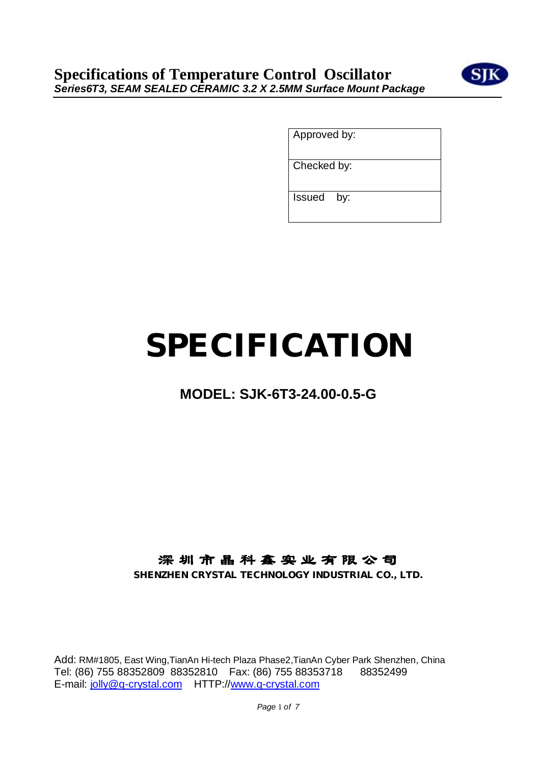# Specifications of Temperature Control Oscillator

***Series6T3, SEAM SEALED CERAMIC 3.2 X 2.5MM Surface Mount Package***

| Approved by: |
|---|
| Checked by: |
| Issued by: |

# SPECIFICATION

## MODEL: SJK-6T3-24.00-0.5-G

**深圳市晶科鑫实业有限公司**

**SHENZHEN CRYSTAL TECHNOLOGY INDUSTRIAL CO., LTD.**

Add: RM#1805, East Wing,TianAn Hi-tech Plaza Phase2,TianAn Cyber Park Shenzhen, China
Tel: (86) 755 88352809 88352810 Fax: (86) 755 88353718 88352499
E-mail: jolly@q-crystal.com HTTP://www.q-crystal.com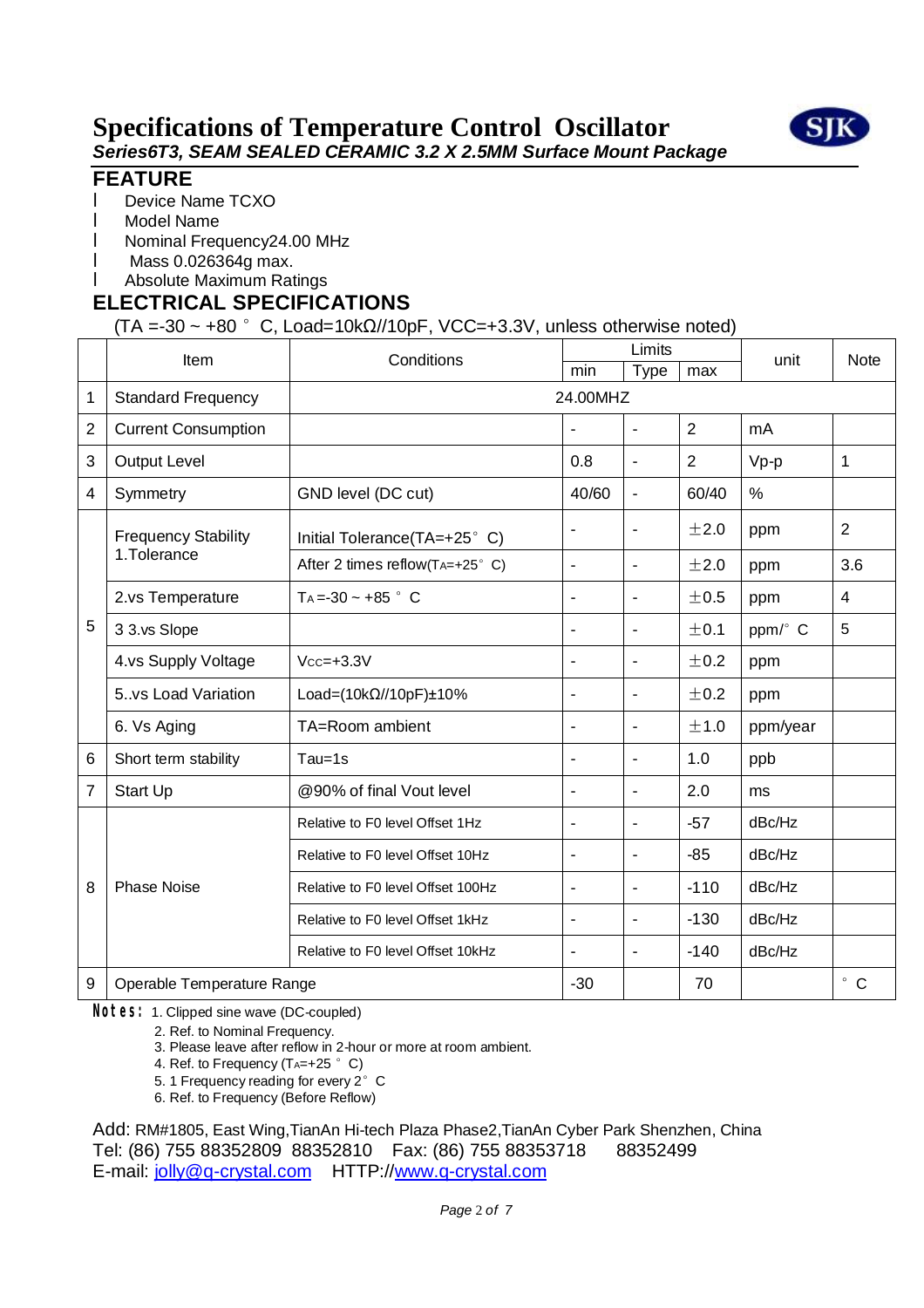# Specifications of Temperature Control Oscillator

***Series6T3, SEAM SEALED CERAMIC 3.2 X 2.5MM Surface Mount Package***

## FEATURE

- Device Name TCXO
- Model Name
- Nominal Frequency24.00 MHz
- Mass 0.026364g max.
- Absolute Maximum Ratings

## ELECTRICAL SPECIFICATIONS

(TA =-30 ~ +80 ° C, Load=10kΩ//10pF, VCC=+3.3V, unless otherwise noted)

| | Item | Conditions | Limits | | | unit | Note |
|---|---|---|---|---|---|---|---|
| | | | min | Type | max | | |
| 1 | Standard Frequency | 24.00MHZ | | | | | |
| 2 | Current Consumption | | - | - | 2 | mA | |
| 3 | Output Level | | 0.8 | - | 2 | Vp-p | 1 |
| 4 | Symmetry | GND level (DC cut) | 40/60 | - | 60/40 | % | |
| 5 | Frequency Stability 1.Tolerance | Initial Tolerance(TA=+25° C) | - | - | ±2.0 | ppm | 2 |
| | | After 2 times reflow($T_A$=+25° C) | - | - | ±2.0 | ppm | 3.6 |
| | 2.vs Temperature | $T_A$=-30 ~ +85 ° C | - | - | ±0.5 | ppm | 4 |
| | 3 3.vs Slope | | - | - | ±0.1 | ppm/° C | 5 |
| | 4.vs Supply Voltage | $V_{CC}$=+3.3V | - | - | ±0.2 | ppm | |
| | 5..vs Load Variation | Load=(10kΩ//10pF)±10% | - | - | ±0.2 | ppm | |
| | 6. Vs Aging | TA=Room ambient | - | - | ±1.0 | ppm/year | |
| 6 | Short term stability | Tau=1s | - | - | 1.0 | ppb | |
| 7 | Start Up | @90% of final Vout level | - | - | 2.0 | ms | |
| 8 | Phase Noise | Relative to F0 level Offset 1Hz | - | - | -57 | dBc/Hz | |
| | | Relative to F0 level Offset 10Hz | - | - | -85 | dBc/Hz | |
| | | Relative to F0 level Offset 100Hz | - | - | -110 | dBc/Hz | |
| | | Relative to F0 level Offset 1kHz | - | - | -130 | dBc/Hz | |
| | | Relative to F0 level Offset 10kHz | - | - | -140 | dBc/Hz | |
| 9 | Operable Temperature Range | | -30 | | 70 | | ° C |

**Notes:** 1. Clipped sine wave (DC-coupled)

2. Ref. to Nominal Frequency.
3. Please leave after reflow in 2-hour or more at room ambient.
4. Ref. to Frequency ($T_A$=+25 ° C)
5. 1 Frequency reading for every 2° C
6. Ref. to Frequency (Before Reflow)

Add: RM#1805, East Wing,TianAn Hi-tech Plaza Phase2,TianAn Cyber Park Shenzhen, China
Tel: (86) 755 88352809 88352810 Fax: (86) 755 88353718 88352499
E-mail: jolly@q-crystal.com HTTP://www.q-crystal.com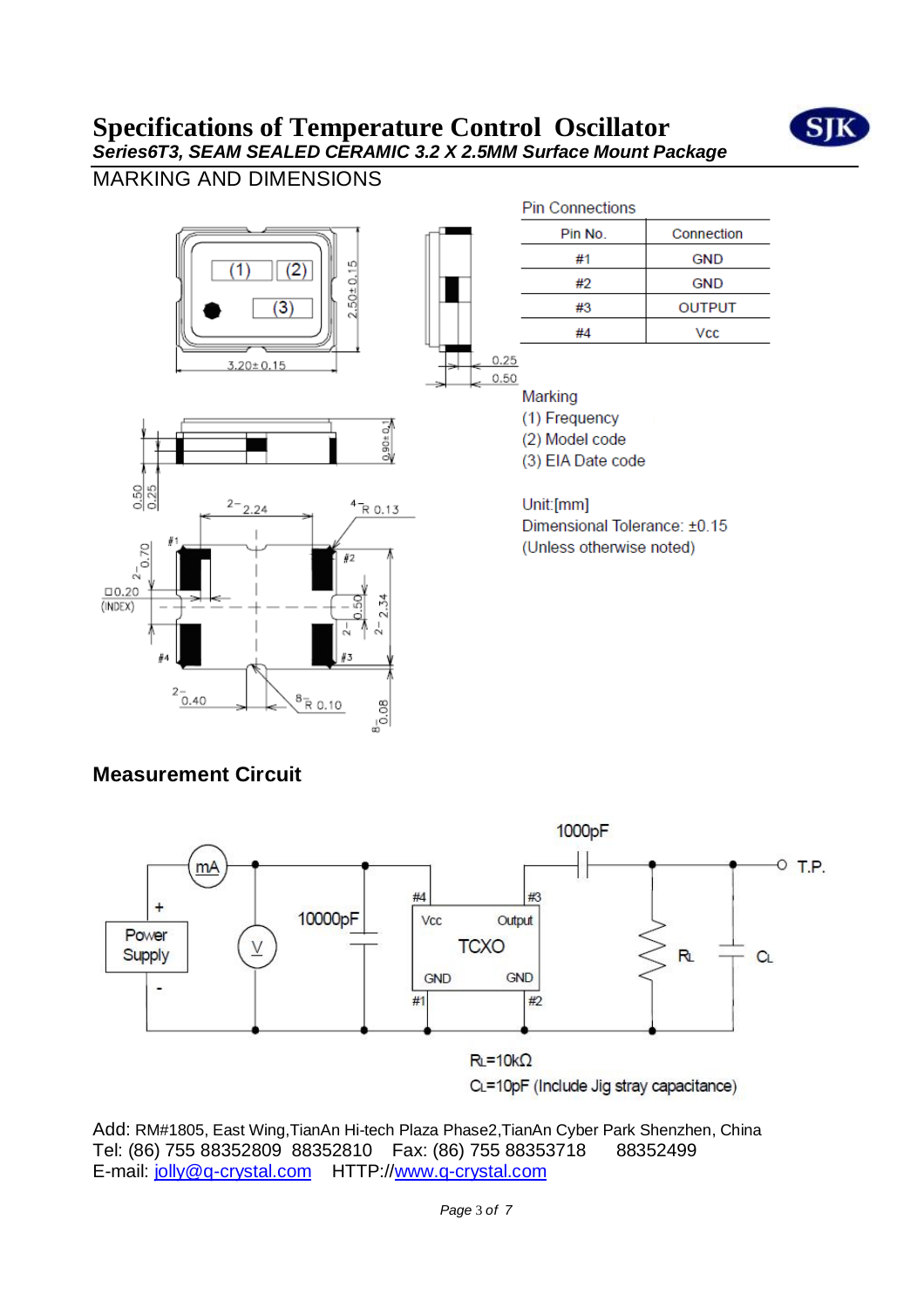# Specifications of Temperature Control Oscillator

***Series6T3, SEAM SEALED CERAMIC 3.2 X 2.5MM Surface Mount Package***

MARKING AND DIMENSIONS

Pin Connections

| Pin No. | Connection |
|---|---|
| #1 | GND |
| #2 | GND |
| #3 | OUTPUT |
| #4 | Vcc |

Marking
(1) Frequency
(2) Model code
(3) EIA Date code

Unit:[mm]
Dimensional Tolerance: ±0.15
(Unless otherwise noted)

## Measurement Circuit

$R_L$=10kΩ
$C_L$=10pF (Include Jig stray capacitance)

Add: RM#1805, East Wing,TianAn Hi-tech Plaza Phase2,TianAn Cyber Park Shenzhen, China
Tel: (86) 755 88352809 88352810 Fax: (86) 755 88353718 88352499
E-mail: jolly@q-crystal.com HTTP://www.q-crystal.com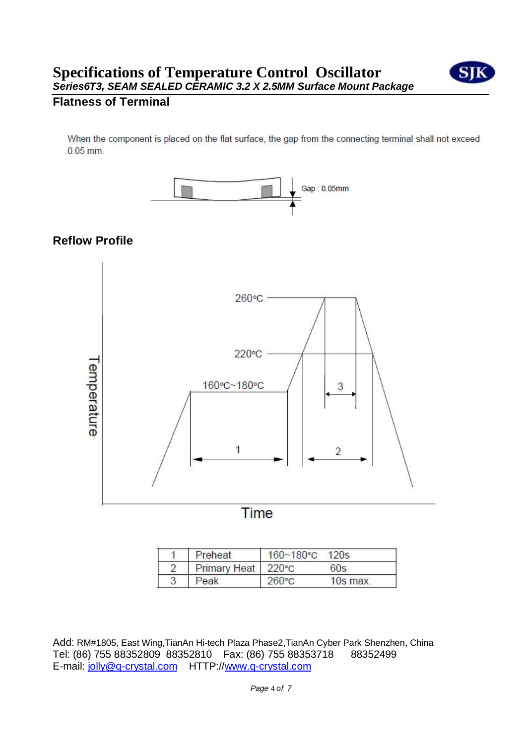# Specifications of Temperature Control Oscillator

***Series6T3, SEAM SEALED CERAMIC 3.2 X 2.5MM Surface Mount Package***

## Flatness of Terminal

When the component is placed on the flat surface, the gap from the connecting terminal shall not exceed 0.05 mm.

Gap : 0.05mm

## Reflow Profile

Temperature

260°C

220°C

160°C~180°C

1

2

3

Time

| 1 | Preheat | 160~180°C | 120s |
|---|---|---|---|
| 2 | Primary Heat | 220°C | 60s |
| 3 | Peak | 260°C | 10s max. |

Add: RM#1805, East Wing,TianAn Hi-tech Plaza Phase2,TianAn Cyber Park Shenzhen, China
Tel: (86) 755 88352809 88352810 Fax: (86) 755 88353718 88352499
E-mail: jolly@q-crystal.com HTTP://www.q-crystal.com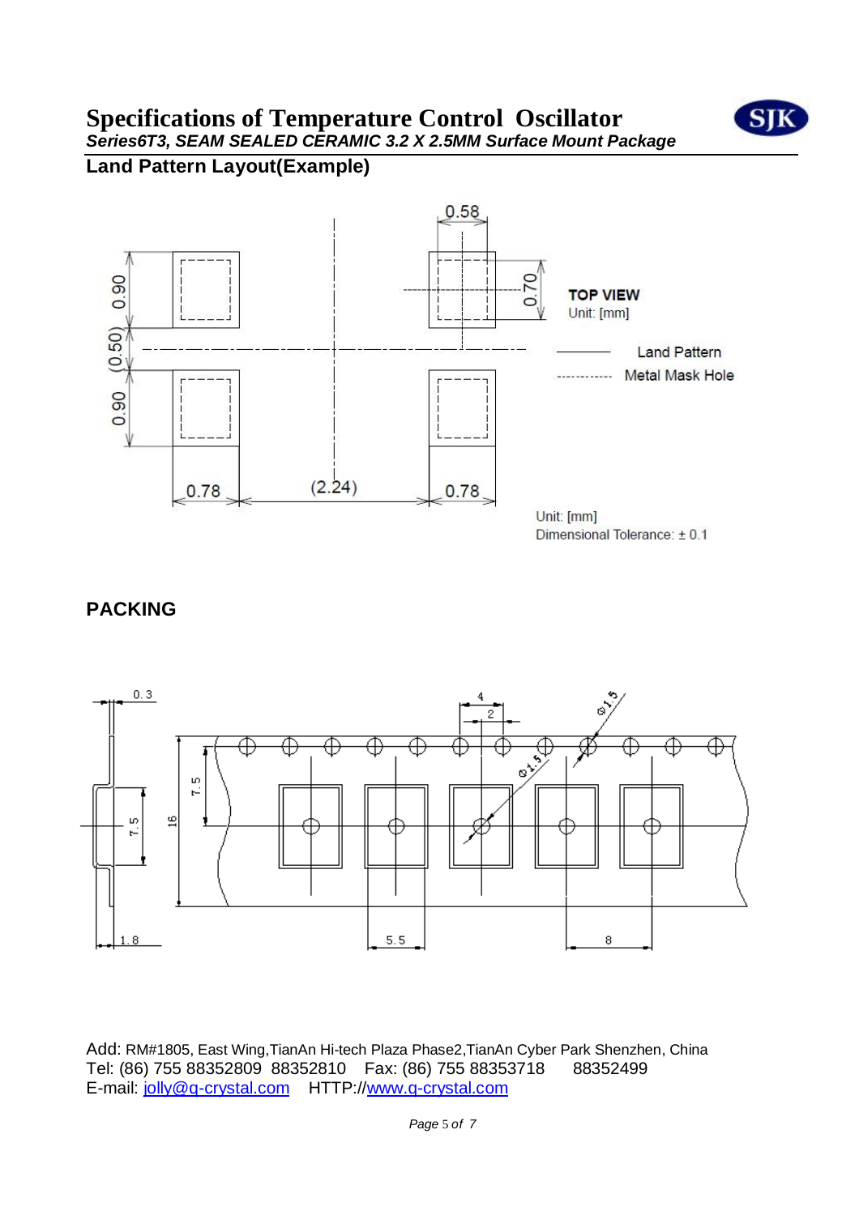# Specifications of Temperature Control Oscillator

***Series6T3, SEAM SEALED CERAMIC 3.2 X 2.5MM Surface Mount Package***

## Land Pattern Layout(Example)

TOP VIEW
Unit: [mm]

Land Pattern
Metal Mask Hole

0.58, 0.70, 0.90, (0.50), 0.90, 0.78, (2.24), 0.78

Unit: [mm]
Dimensional Tolerance: ± 0.1

## PACKING

0.3, 7.5, 7.5, 16, 1.8, 4, 2, Ø1.5, Ø1.5, 5.5, 8

Add: RM#1805, East Wing,TianAn Hi-tech Plaza Phase2,TianAn Cyber Park Shenzhen, China
Tel: (86) 755 88352809 88352810 Fax: (86) 755 88353718 88352499
E-mail: jolly@q-crystal.com HTTP://www.q-crystal.com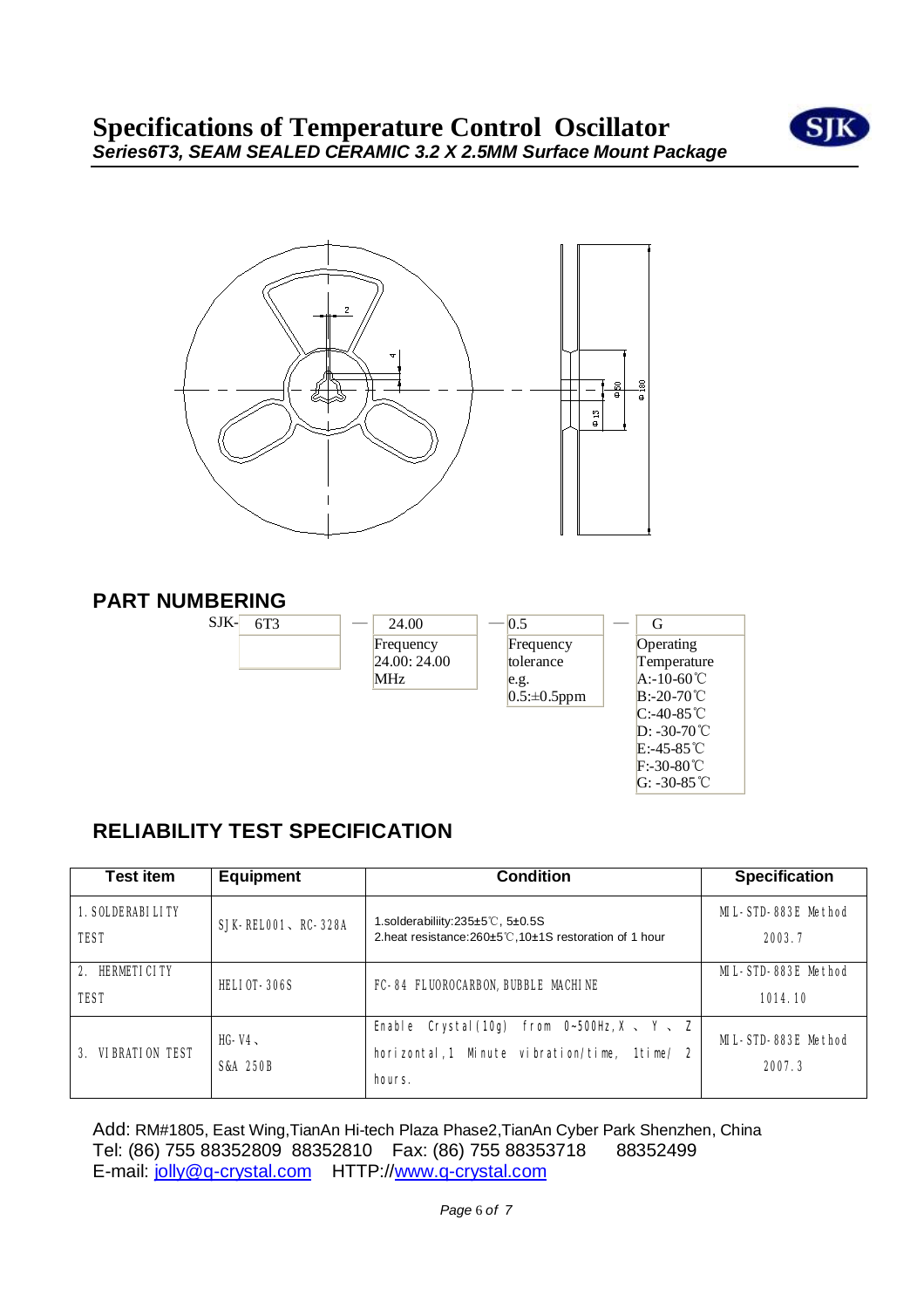# Specifications of Temperature Control Oscillator

***Series6T3, SEAM SEALED CERAMIC 3.2 X 2.5MM Surface Mount Package***

## PART NUMBERING

| SJK- 6T3 | — | 24.00 | — | 0.5 | — | G |
|---|---|---|---|---|---|---|
| | | Frequency<br>24.00: 24.00 MHz | | Frequency tolerance<br>e.g.<br>0.5:±0.5ppm | | Operating Temperature<br>A:-10-60℃<br>B:-20-70℃<br>C:-40-85℃<br>D: -30-70℃<br>E:-45-85℃<br>F:-30-80℃<br>G: -30-85℃ |

## RELIABILITY TEST SPECIFICATION

| Test item | Equipment | Condition | Specification |
|---|---|---|---|
| 1. SOLDERABILITY TEST | SJK-REL001、RC-328A | 1.solderability:235±5℃, 5±0.5S<br>2.heat resistance:260±5℃,10±1S restoration of 1 hour | MIL-STD-883E Method 2003.7 |
| 2. HERMETICITY TEST | HELIOT-306S | FC-84 FLUOROCARBON, BUBBLE MACHINE | MIL-STD-883E Method 1014.10 |
| 3. VIBRATION TEST | HG-V4、S&A 250B | Enable Crystal(10g) from 0~500Hz,X、Y、Z horizontal,1 Minute vibration/time, 1time/ 2 hours. | MIL-STD-883E Method 2007.3 |

Add: RM#1805, East Wing,TianAn Hi-tech Plaza Phase2,TianAn Cyber Park Shenzhen, China
Tel: (86) 755 88352809 88352810 Fax: (86) 755 88353718 88352499
E-mail: jolly@q-crystal.com HTTP://www.q-crystal.com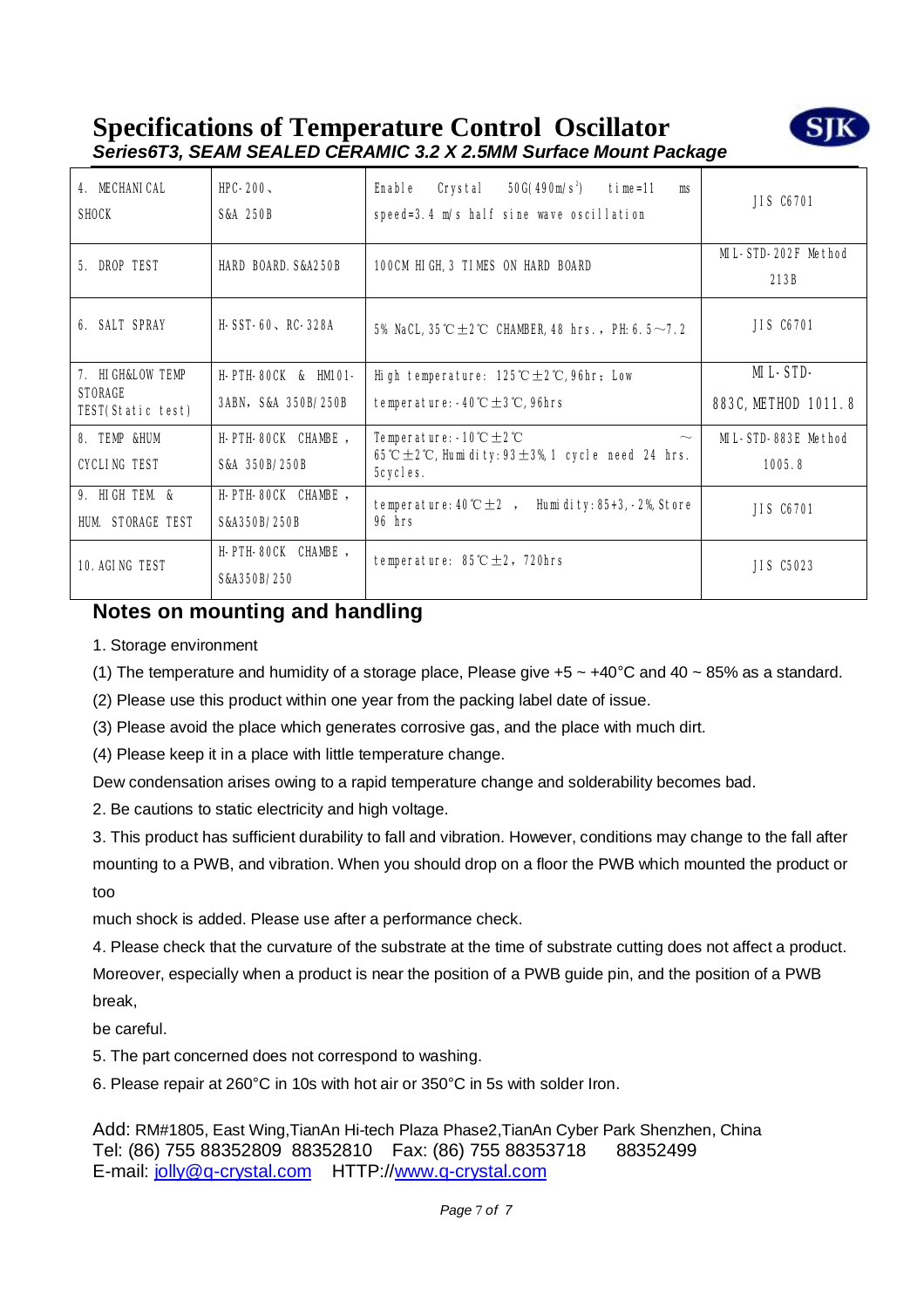# Specifications of Temperature Control Oscillator

***Series6T3, SEAM SEALED CERAMIC 3.2 X 2.5MM Surface Mount Package***

| | | | |
|---|---|---|---|
| 4. MECHANICAL SHOCK | HPC-200、S&A 250B | Enable Crystal 50G(490m/s²) time=11 ms speed=3.4 m/s half sine wave oscillation | JIS C6701 |
| 5. DROP TEST | HARD BOARD. S&A250B | 100CM HIGH, 3 TIMES ON HARD BOARD | MIL-STD-202F Method 213B |
| 6. SALT SPRAY | H-SST-60、RC-328A | 5% NaCL, 35℃±2℃ CHAMBER, 48 hrs., PH: 6.5～7.2 | JIS C6701 |
| 7. HIGH&LOW TEMP STORAGE TEST(Static test) | H-PTH-80CK & HM101-3ABN, S&A 350B/250B | High temperature: 125℃±2℃, 96hr; Low temperature: -40℃±3℃, 96hrs | MIL-STD-883C, METHOD 1011.8 |
| 8. TEMP &HUM CYCLING TEST | H-PTH-80CK CHAMBE, S&A 350B/250B | Temperature: -10℃±2℃ ～ 65℃±2℃, Humidity: 93±3%, 1 cycle need 24 hrs. 5cycles. | MIL-STD-883E Method 1005.8 |
| 9. HIGH TEM. & HUM. STORAGE TEST | H-PTH-80CK CHAMBE, S&A350B/250B | temperature: 40℃±2 , Humidity: 85+3, -2%, Store 96 hrs | JIS C6701 |
| 10. AGING TEST | H-PTH-80CK CHAMBE, S&A350B/250 | temperature: 85℃±2, 720hrs | JIS C5023 |

## Notes on mounting and handling

1. Storage environment

(1) The temperature and humidity of a storage place, Please give +5 ~ +40°C and 40 ~ 85% as a standard.

(2) Please use this product within one year from the packing label date of issue.

(3) Please avoid the place which generates corrosive gas, and the place with much dirt.

(4) Please keep it in a place with little temperature change.

Dew condensation arises owing to a rapid temperature change and solderability becomes bad.

2. Be cautions to static electricity and high voltage.

3. This product has sufficient durability to fall and vibration. However, conditions may change to the fall after mounting to a PWB, and vibration. When you should drop on a floor the PWB which mounted the product or too

much shock is added. Please use after a performance check.

4. Please check that the curvature of the substrate at the time of substrate cutting does not affect a product. Moreover, especially when a product is near the position of a PWB guide pin, and the position of a PWB break,

be careful.

5. The part concerned does not correspond to washing.

6. Please repair at 260°C in 10s with hot air or 350°C in 5s with solder Iron.

Add: RM#1805, East Wing,TianAn Hi-tech Plaza Phase2,TianAn Cyber Park Shenzhen, China
Tel: (86) 755 88352809 88352810 Fax: (86) 755 88353718 88352499
E-mail: jolly@q-crystal.com HTTP://www.q-crystal.com